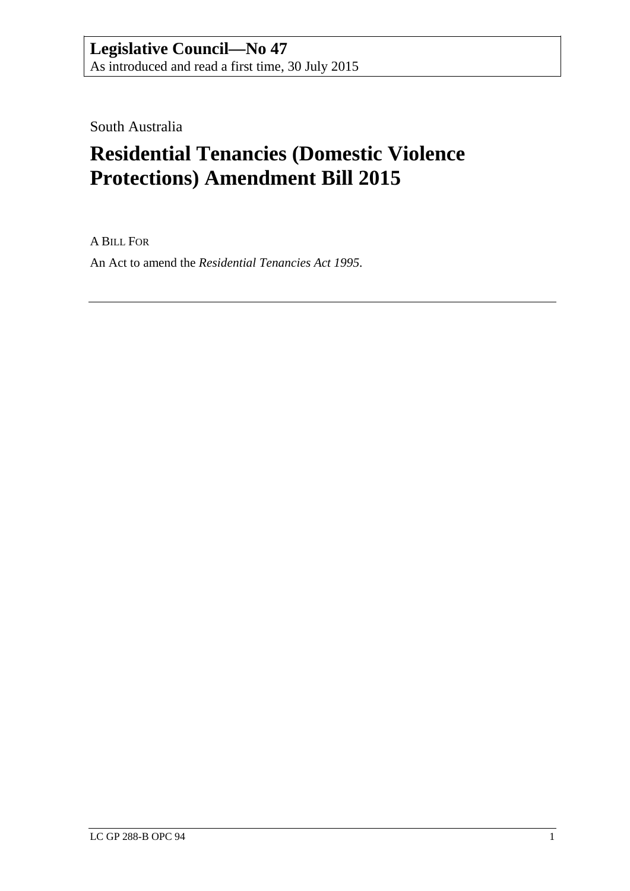**Legislative Council—No 47**
As introduced and read a first time, 30 July 2015

South Australia

# Residential Tenancies (Domestic Violence Protections) Amendment Bill 2015

A BILL FOR

An Act to amend the *Residential Tenancies Act 1995*.

---

LC GP 288-B OPC 94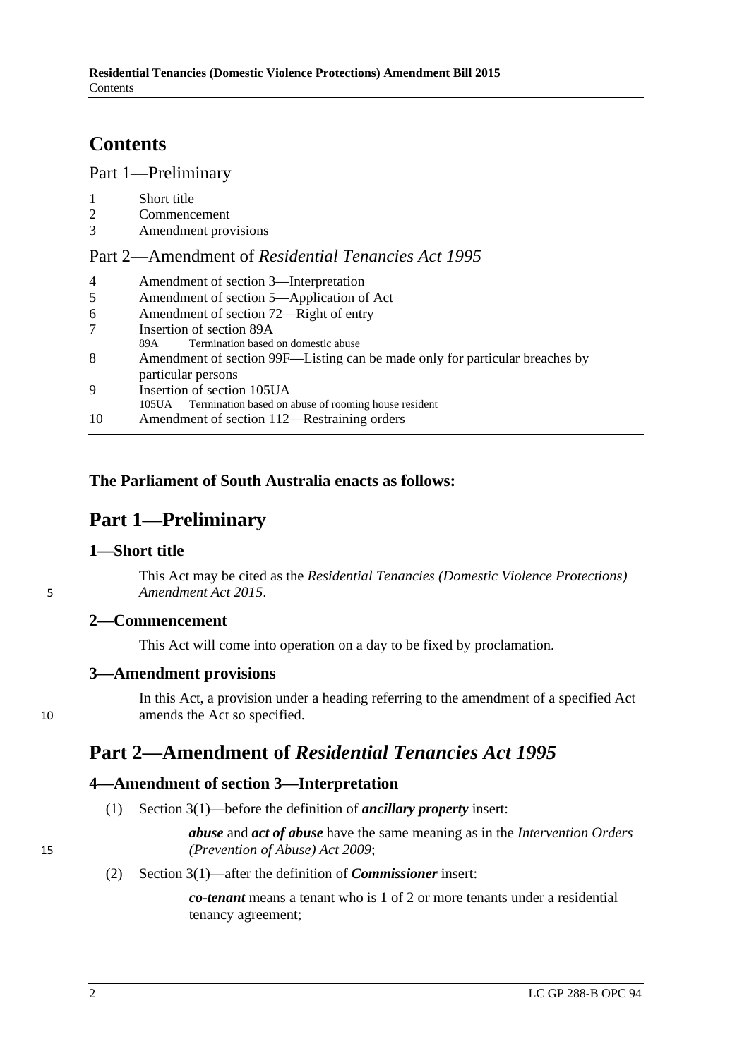# Contents

Part 1—Preliminary

1 Short title
2 Commencement
3 Amendment provisions

Part 2—Amendment of *Residential Tenancies Act 1995*

4 Amendment of section 3—Interpretation
5 Amendment of section 5—Application of Act
6 Amendment of section 72—Right of entry
7 Insertion of section 89A
 89A Termination based on domestic abuse
8 Amendment of section 99F—Listing can be made only for particular breaches by particular persons
9 Insertion of section 105UA
 105UA Termination based on abuse of rooming house resident
10 Amendment of section 112—Restraining orders

**The Parliament of South Australia enacts as follows:**

# Part 1—Preliminary

## 1—Short title

This Act may be cited as the *Residential Tenancies (Domestic Violence Protections) Amendment Act 2015*.

## 2—Commencement

This Act will come into operation on a day to be fixed by proclamation.

## 3—Amendment provisions

In this Act, a provision under a heading referring to the amendment of a specified Act amends the Act so specified.

# Part 2—Amendment of *Residential Tenancies Act 1995*

## 4—Amendment of section 3—Interpretation

(1) Section 3(1)—before the definition of ***ancillary property*** insert:

> ***abuse*** and ***act of abuse*** have the same meaning as in the *Intervention Orders (Prevention of Abuse) Act 2009*;

(2) Section 3(1)—after the definition of ***Commissioner*** insert:

> ***co-tenant*** means a tenant who is 1 of 2 or more tenants under a residential tenancy agreement;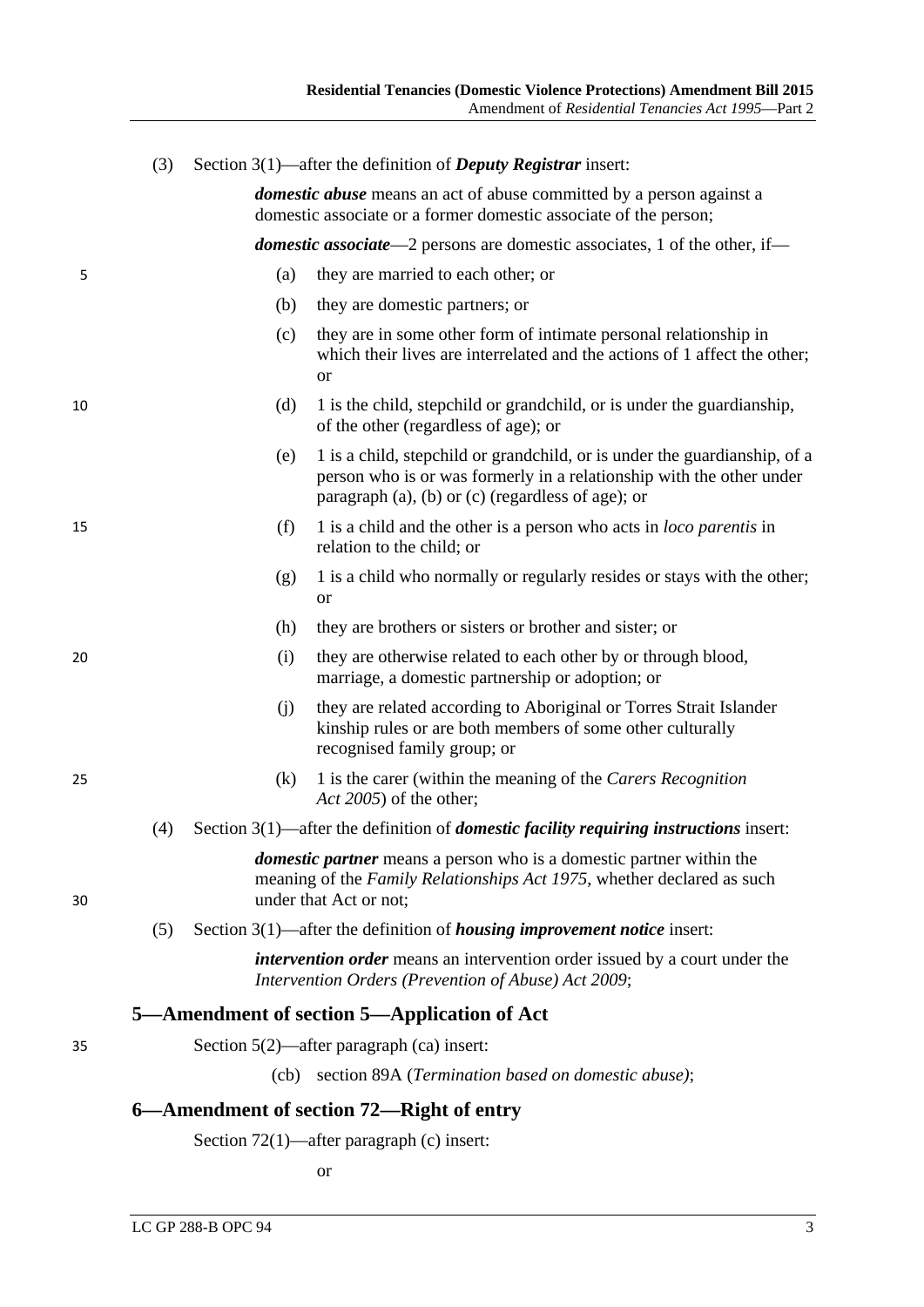(3) Section 3(1)—after the definition of ***Deputy Registrar*** insert:

***domestic abuse*** means an act of abuse committed by a person against a domestic associate or a former domestic associate of the person;

***domestic associate***—2 persons are domestic associates, 1 of the other, if—

(a) they are married to each other; or

(b) they are domestic partners; or

(c) they are in some other form of intimate personal relationship in which their lives are interrelated and the actions of 1 affect the other; or

(d) 1 is the child, stepchild or grandchild, or is under the guardianship, of the other (regardless of age); or

(e) 1 is a child, stepchild or grandchild, or is under the guardianship, of a person who is or was formerly in a relationship with the other under paragraph (a), (b) or (c) (regardless of age); or

(f) 1 is a child and the other is a person who acts in *loco parentis* in relation to the child; or

(g) 1 is a child who normally or regularly resides or stays with the other; or

(h) they are brothers or sisters or brother and sister; or

(i) they are otherwise related to each other by or through blood, marriage, a domestic partnership or adoption; or

(j) they are related according to Aboriginal or Torres Strait Islander kinship rules or are both members of some other culturally recognised family group; or

(k) 1 is the carer (within the meaning of the *Carers Recognition Act 2005*) of the other;

(4) Section 3(1)—after the definition of ***domestic facility requiring instructions*** insert:

***domestic partner*** means a person who is a domestic partner within the meaning of the *Family Relationships Act 1975*, whether declared as such under that Act or not;

(5) Section 3(1)—after the definition of ***housing improvement notice*** insert:

***intervention order*** means an intervention order issued by a court under the *Intervention Orders (Prevention of Abuse) Act 2009*;

## 5—Amendment of section 5—Application of Act

Section 5(2)—after paragraph (ca) insert:

(cb) section 89A (*Termination based on domestic abuse)*;

## 6—Amendment of section 72—Right of entry

Section 72(1)—after paragraph (c) insert:

or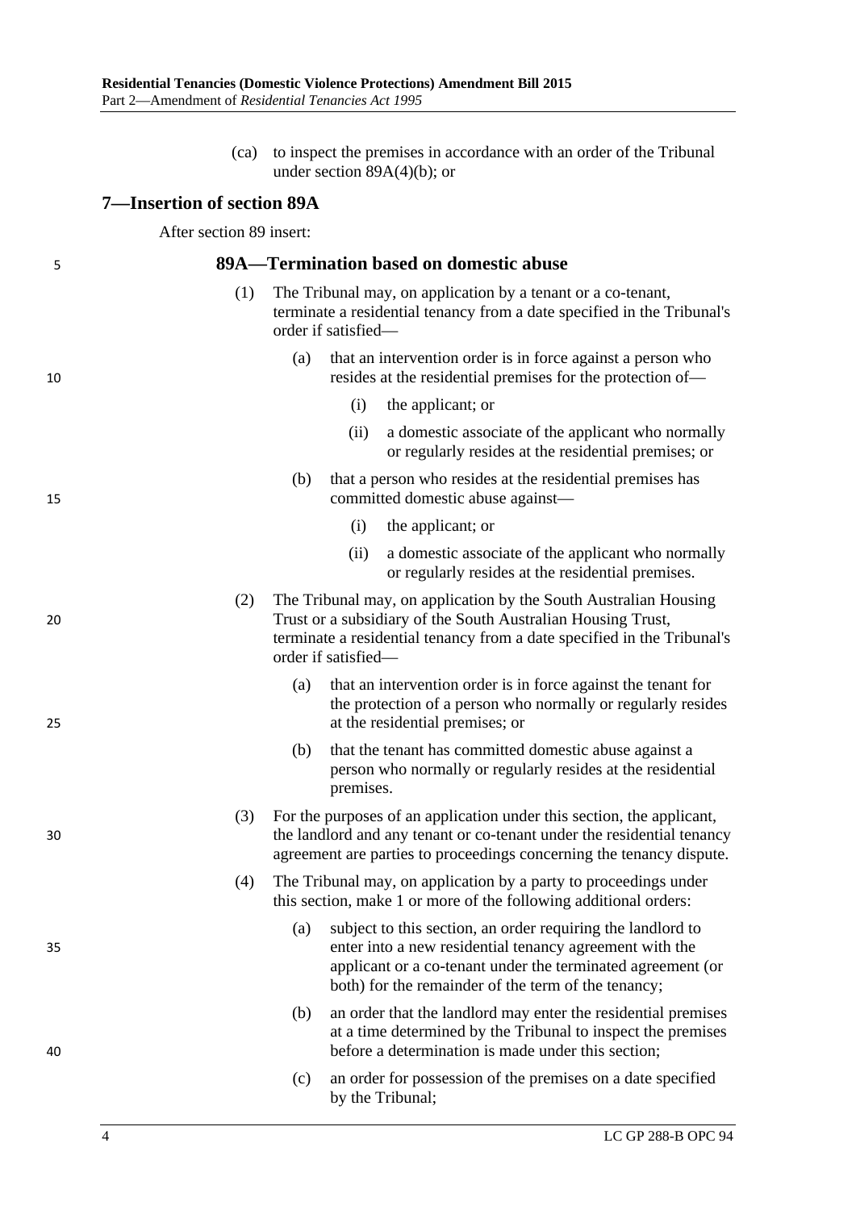(ca) to inspect the premises in accordance with an order of the Tribunal under section 89A(4)(b); or

## 7—Insertion of section 89A

After section 89 insert:

### 89A—Termination based on domestic abuse

(1) The Tribunal may, on application by a tenant or a co-tenant, terminate a residential tenancy from a date specified in the Tribunal's order if satisfied—

(a) that an intervention order is in force against a person who resides at the residential premises for the protection of—

(i) the applicant; or

(ii) a domestic associate of the applicant who normally or regularly resides at the residential premises; or

(b) that a person who resides at the residential premises has committed domestic abuse against—

(i) the applicant; or

(ii) a domestic associate of the applicant who normally or regularly resides at the residential premises.

(2) The Tribunal may, on application by the South Australian Housing Trust or a subsidiary of the South Australian Housing Trust, terminate a residential tenancy from a date specified in the Tribunal's order if satisfied—

(a) that an intervention order is in force against the tenant for the protection of a person who normally or regularly resides at the residential premises; or

(b) that the tenant has committed domestic abuse against a person who normally or regularly resides at the residential premises.

(3) For the purposes of an application under this section, the applicant, the landlord and any tenant or co-tenant under the residential tenancy agreement are parties to proceedings concerning the tenancy dispute.

(4) The Tribunal may, on application by a party to proceedings under this section, make 1 or more of the following additional orders:

(a) subject to this section, an order requiring the landlord to enter into a new residential tenancy agreement with the applicant or a co-tenant under the terminated agreement (or both) for the remainder of the term of the tenancy;

(b) an order that the landlord may enter the residential premises at a time determined by the Tribunal to inspect the premises before a determination is made under this section;

(c) an order for possession of the premises on a date specified by the Tribunal;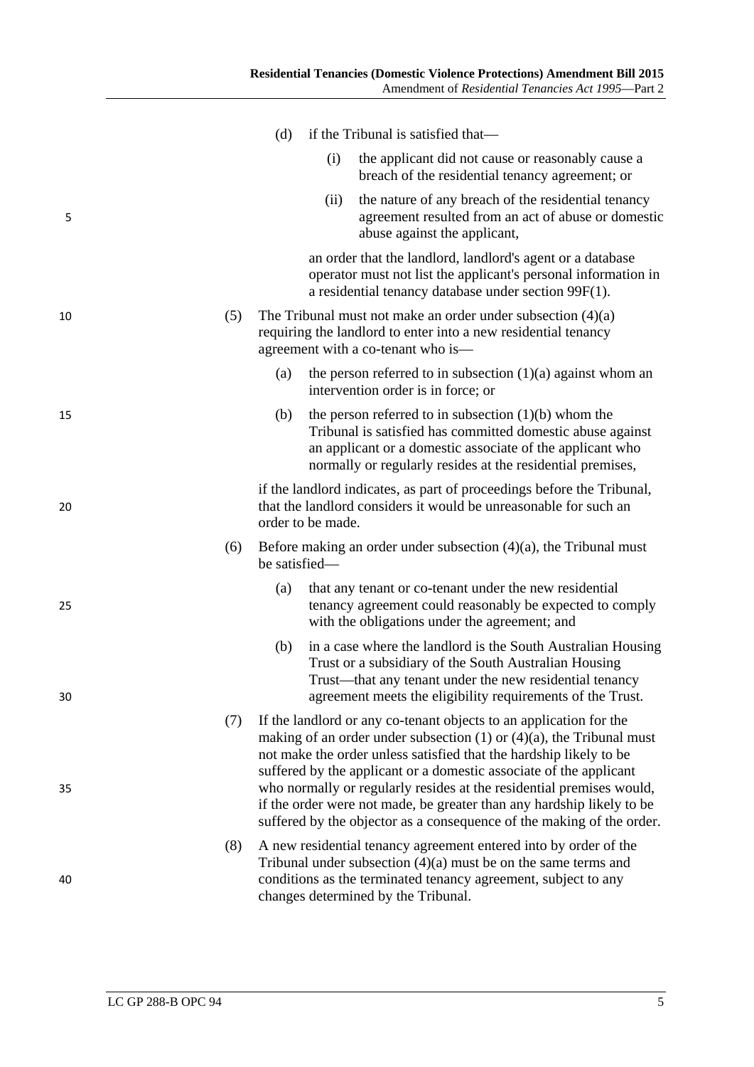(d) if the Tribunal is satisfied that—

(i) the applicant did not cause or reasonably cause a breach of the residential tenancy agreement; or

(ii) the nature of any breach of the residential tenancy agreement resulted from an act of abuse or domestic abuse against the applicant,

an order that the landlord, landlord's agent or a database operator must not list the applicant's personal information in a residential tenancy database under section 99F(1).

(5) The Tribunal must not make an order under subsection (4)(a) requiring the landlord to enter into a new residential tenancy agreement with a co-tenant who is—

(a) the person referred to in subsection (1)(a) against whom an intervention order is in force; or

(b) the person referred to in subsection (1)(b) whom the Tribunal is satisfied has committed domestic abuse against an applicant or a domestic associate of the applicant who normally or regularly resides at the residential premises,

if the landlord indicates, as part of proceedings before the Tribunal, that the landlord considers it would be unreasonable for such an order to be made.

(6) Before making an order under subsection (4)(a), the Tribunal must be satisfied—

(a) that any tenant or co-tenant under the new residential tenancy agreement could reasonably be expected to comply with the obligations under the agreement; and

(b) in a case where the landlord is the South Australian Housing Trust or a subsidiary of the South Australian Housing Trust—that any tenant under the new residential tenancy agreement meets the eligibility requirements of the Trust.

(7) If the landlord or any co-tenant objects to an application for the making of an order under subsection (1) or (4)(a), the Tribunal must not make the order unless satisfied that the hardship likely to be suffered by the applicant or a domestic associate of the applicant who normally or regularly resides at the residential premises would, if the order were not made, be greater than any hardship likely to be suffered by the objector as a consequence of the making of the order.

(8) A new residential tenancy agreement entered into by order of the Tribunal under subsection (4)(a) must be on the same terms and conditions as the terminated tenancy agreement, subject to any changes determined by the Tribunal.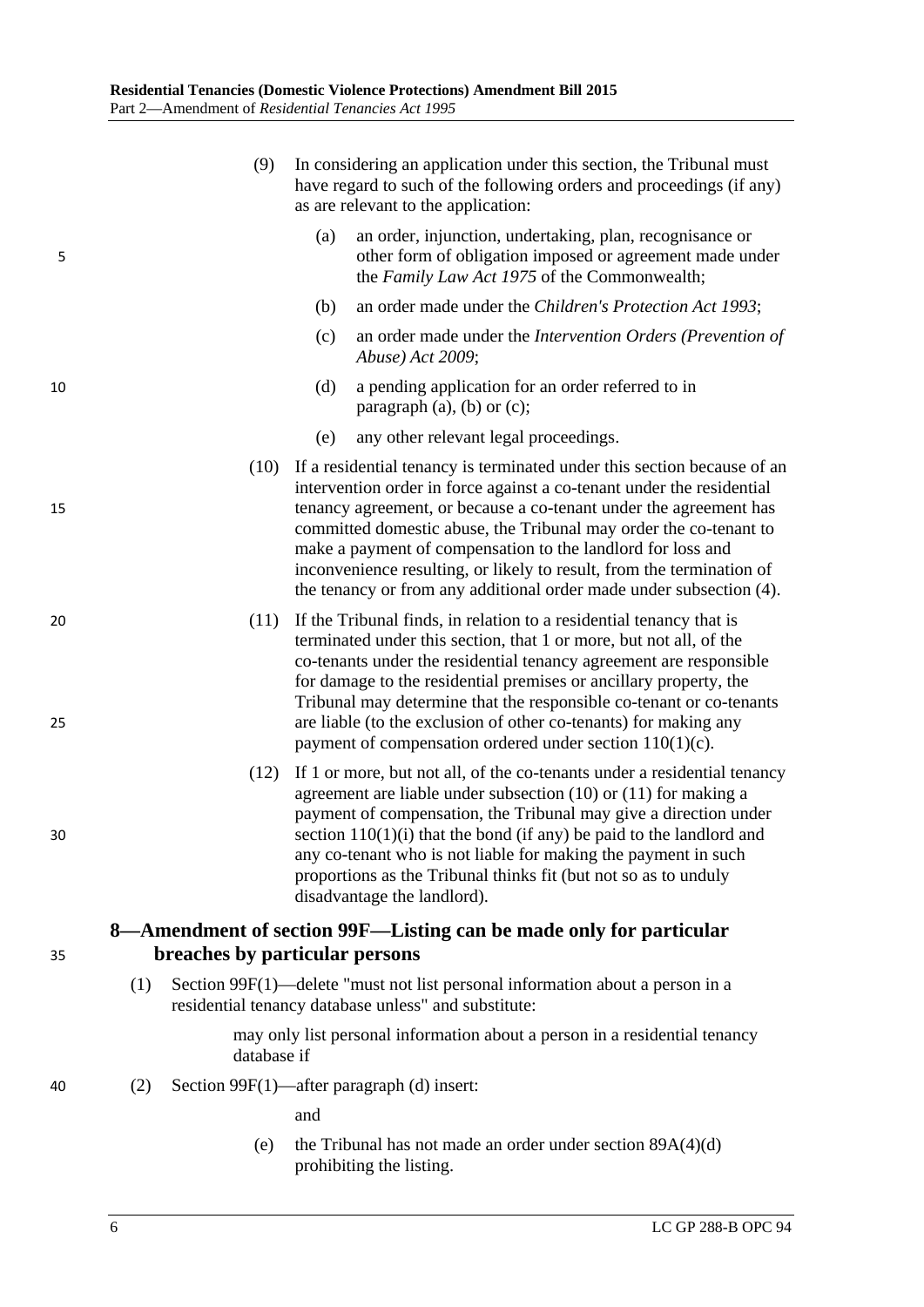(9) In considering an application under this section, the Tribunal must have regard to such of the following orders and proceedings (if any) as are relevant to the application:

- (a) an order, injunction, undertaking, plan, recognisance or other form of obligation imposed or agreement made under the *Family Law Act 1975* of the Commonwealth;
- (b) an order made under the *Children's Protection Act 1993*;
- (c) an order made under the *Intervention Orders (Prevention of Abuse) Act 2009*;
- (d) a pending application for an order referred to in paragraph (a), (b) or (c);
- (e) any other relevant legal proceedings.

(10) If a residential tenancy is terminated under this section because of an intervention order in force against a co-tenant under the residential tenancy agreement, or because a co-tenant under the agreement has committed domestic abuse, the Tribunal may order the co-tenant to make a payment of compensation to the landlord for loss and inconvenience resulting, or likely to result, from the termination of the tenancy or from any additional order made under subsection (4).

(11) If the Tribunal finds, in relation to a residential tenancy that is terminated under this section, that 1 or more, but not all, of the co-tenants under the residential tenancy agreement are responsible for damage to the residential premises or ancillary property, the Tribunal may determine that the responsible co-tenant or co-tenants are liable (to the exclusion of other co-tenants) for making any payment of compensation ordered under section 110(1)(c).

(12) If 1 or more, but not all, of the co-tenants under a residential tenancy agreement are liable under subsection (10) or (11) for making a payment of compensation, the Tribunal may give a direction under section 110(1)(i) that the bond (if any) be paid to the landlord and any co-tenant who is not liable for making the payment in such proportions as the Tribunal thinks fit (but not so as to unduly disadvantage the landlord).

## 8—Amendment of section 99F—Listing can be made only for particular breaches by particular persons

(1) Section 99F(1)—delete "must not list personal information about a person in a residential tenancy database unless" and substitute:

> may only list personal information about a person in a residential tenancy database if

(2) Section 99F(1)—after paragraph (d) insert:

> and
>
> (e) the Tribunal has not made an order under section 89A(4)(d) prohibiting the listing.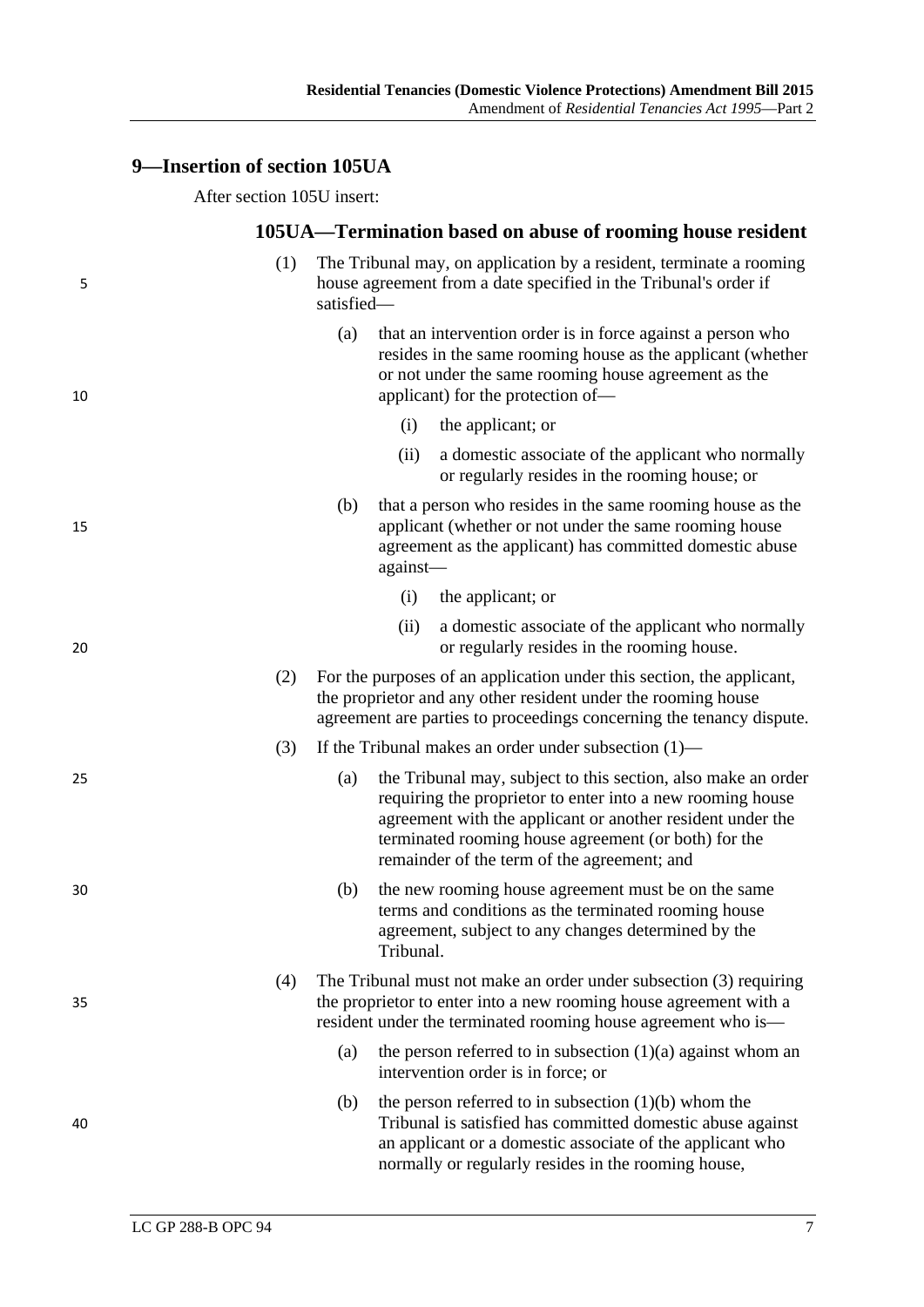## 9—Insertion of section 105UA

After section 105U insert:

### 105UA—Termination based on abuse of rooming house resident

(1) The Tribunal may, on application by a resident, terminate a rooming house agreement from a date specified in the Tribunal's order if satisfied—

(a) that an intervention order is in force against a person who resides in the same rooming house as the applicant (whether or not under the same rooming house agreement as the applicant) for the protection of—

(i) the applicant; or

(ii) a domestic associate of the applicant who normally or regularly resides in the rooming house; or

(b) that a person who resides in the same rooming house as the applicant (whether or not under the same rooming house agreement as the applicant) has committed domestic abuse against—

(i) the applicant; or

(ii) a domestic associate of the applicant who normally or regularly resides in the rooming house.

(2) For the purposes of an application under this section, the applicant, the proprietor and any other resident under the rooming house agreement are parties to proceedings concerning the tenancy dispute.

(3) If the Tribunal makes an order under subsection (1)—

(a) the Tribunal may, subject to this section, also make an order requiring the proprietor to enter into a new rooming house agreement with the applicant or another resident under the terminated rooming house agreement (or both) for the remainder of the term of the agreement; and

(b) the new rooming house agreement must be on the same terms and conditions as the terminated rooming house agreement, subject to any changes determined by the Tribunal.

(4) The Tribunal must not make an order under subsection (3) requiring the proprietor to enter into a new rooming house agreement with a resident under the terminated rooming house agreement who is—

(a) the person referred to in subsection (1)(a) against whom an intervention order is in force; or

(b) the person referred to in subsection (1)(b) whom the Tribunal is satisfied has committed domestic abuse against an applicant or a domestic associate of the applicant who normally or regularly resides in the rooming house,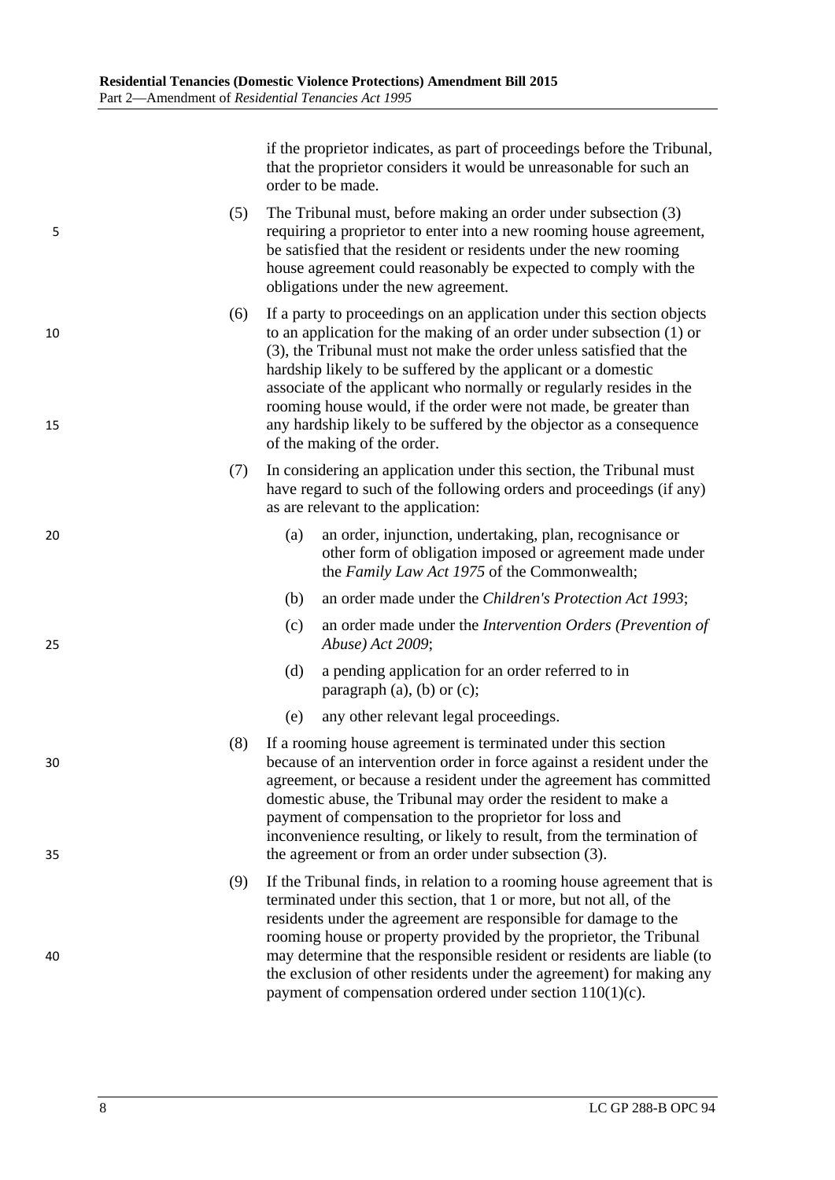if the proprietor indicates, as part of proceedings before the Tribunal, that the proprietor considers it would be unreasonable for such an order to be made.

(5) The Tribunal must, before making an order under subsection (3) requiring a proprietor to enter into a new rooming house agreement, be satisfied that the resident or residents under the new rooming house agreement could reasonably be expected to comply with the obligations under the new agreement.

(6) If a party to proceedings on an application under this section objects to an application for the making of an order under subsection (1) or (3), the Tribunal must not make the order unless satisfied that the hardship likely to be suffered by the applicant or a domestic associate of the applicant who normally or regularly resides in the rooming house would, if the order were not made, be greater than any hardship likely to be suffered by the objector as a consequence of the making of the order.

(7) In considering an application under this section, the Tribunal must have regard to such of the following orders and proceedings (if any) as are relevant to the application:

(a) an order, injunction, undertaking, plan, recognisance or other form of obligation imposed or agreement made under the *Family Law Act 1975* of the Commonwealth;

(b) an order made under the *Children's Protection Act 1993*;

(c) an order made under the *Intervention Orders (Prevention of Abuse) Act 2009*;

(d) a pending application for an order referred to in paragraph (a), (b) or (c);

(e) any other relevant legal proceedings.

(8) If a rooming house agreement is terminated under this section because of an intervention order in force against a resident under the agreement, or because a resident under the agreement has committed domestic abuse, the Tribunal may order the resident to make a payment of compensation to the proprietor for loss and inconvenience resulting, or likely to result, from the termination of the agreement or from an order under subsection (3).

(9) If the Tribunal finds, in relation to a rooming house agreement that is terminated under this section, that 1 or more, but not all, of the residents under the agreement are responsible for damage to the rooming house or property provided by the proprietor, the Tribunal may determine that the responsible resident or residents are liable (to the exclusion of other residents under the agreement) for making any payment of compensation ordered under section 110(1)(c).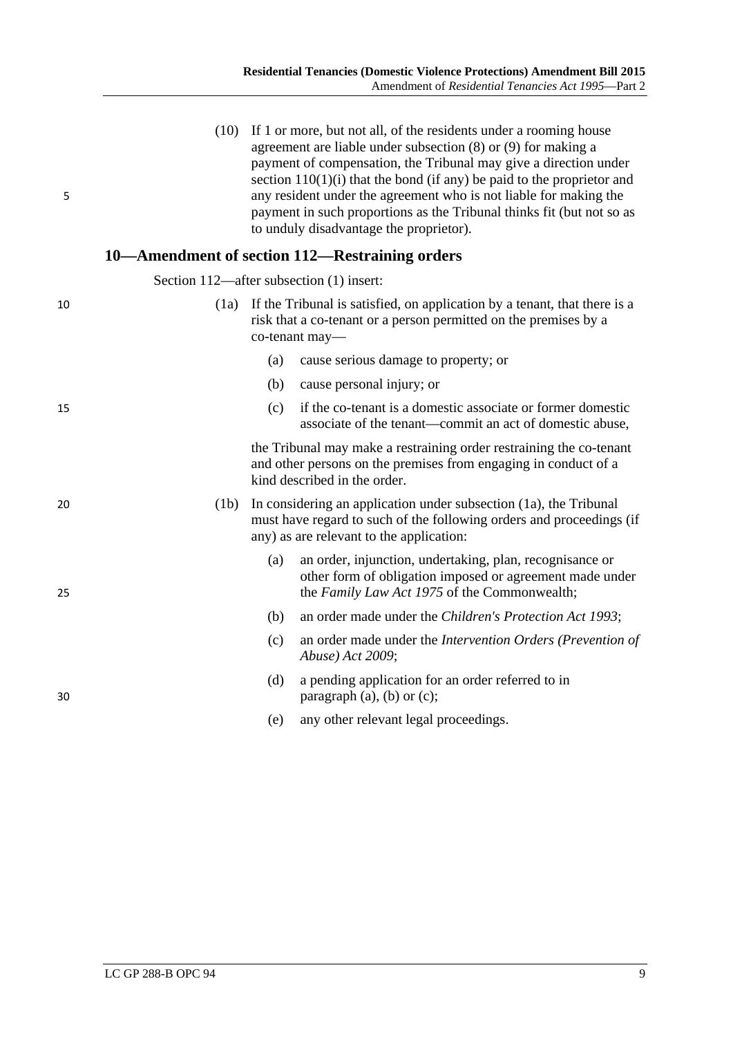(10) If 1 or more, but not all, of the residents under a rooming house agreement are liable under subsection (8) or (9) for making a payment of compensation, the Tribunal may give a direction under section 110(1)(i) that the bond (if any) be paid to the proprietor and any resident under the agreement who is not liable for making the payment in such proportions as the Tribunal thinks fit (but not so as to unduly disadvantage the proprietor).

### 10—Amendment of section 112—Restraining orders

Section 112—after subsection (1) insert:

(1a) If the Tribunal is satisfied, on application by a tenant, that there is a risk that a co-tenant or a person permitted on the premises by a co-tenant may—

(a) cause serious damage to property; or

(b) cause personal injury; or

(c) if the co-tenant is a domestic associate or former domestic associate of the tenant—commit an act of domestic abuse,

the Tribunal may make a restraining order restraining the co-tenant and other persons on the premises from engaging in conduct of a kind described in the order.

(1b) In considering an application under subsection (1a), the Tribunal must have regard to such of the following orders and proceedings (if any) as are relevant to the application:

(a) an order, injunction, undertaking, plan, recognisance or other form of obligation imposed or agreement made under the *Family Law Act 1975* of the Commonwealth;

(b) an order made under the *Children's Protection Act 1993*;

(c) an order made under the *Intervention Orders (Prevention of Abuse) Act 2009*;

(d) a pending application for an order referred to in paragraph (a), (b) or (c);

(e) any other relevant legal proceedings.